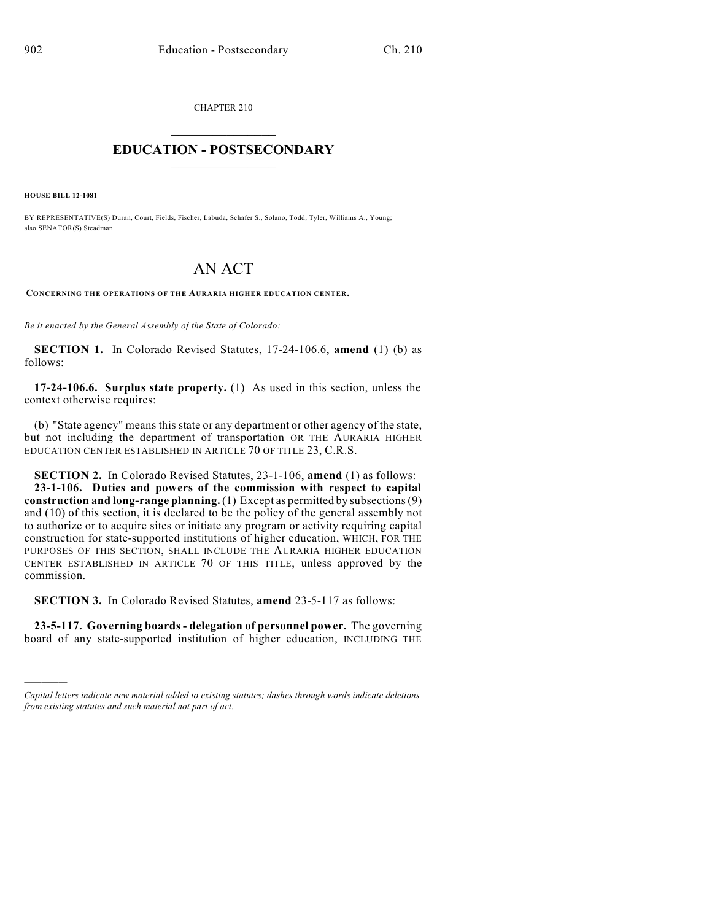CHAPTER 210

# EDUCATION - POSTSECONDARY

**HOUSE BILL 12-1081**

BY REPRESENTATIVE(S) Duran, Court, Fields, Fischer, Labuda, Schafer S., Solano, Todd, Tyler, Williams A., Young; also SENATOR(S) Steadman.

# AN ACT

**CONCERNING THE OPERATIONS OF THE AURARIA HIGHER EDUCATION CENTER.**

*Be it enacted by the General Assembly of the State of Colorado:*

**SECTION 1.** In Colorado Revised Statutes, 17-24-106.6, **amend** (1) (b) as follows:

**17-24-106.6. Surplus state property.** (1) As used in this section, unless the context otherwise requires:

(b) "State agency" means this state or any department or other agency of the state, but not including the department of transportation OR THE AURARIA HIGHER EDUCATION CENTER ESTABLISHED IN ARTICLE 70 OF TITLE 23, C.R.S.

**SECTION 2.** In Colorado Revised Statutes, 23-1-106, **amend** (1) as follows:

**23-1-106. Duties and powers of the commission with respect to capital construction and long-range planning.** (1) Except as permitted by subsections (9) and (10) of this section, it is declared to be the policy of the general assembly not to authorize or to acquire sites or initiate any program or activity requiring capital construction for state-supported institutions of higher education, WHICH, FOR THE PURPOSES OF THIS SECTION, SHALL INCLUDE THE AURARIA HIGHER EDUCATION CENTER ESTABLISHED IN ARTICLE 70 OF THIS TITLE, unless approved by the commission.

**SECTION 3.** In Colorado Revised Statutes, **amend** 23-5-117 as follows:

**23-5-117. Governing boards - delegation of personnel power.** The governing board of any state-supported institution of higher education, INCLUDING THE

---

*Capital letters indicate new material added to existing statutes; dashes through words indicate deletions from existing statutes and such material not part of act.*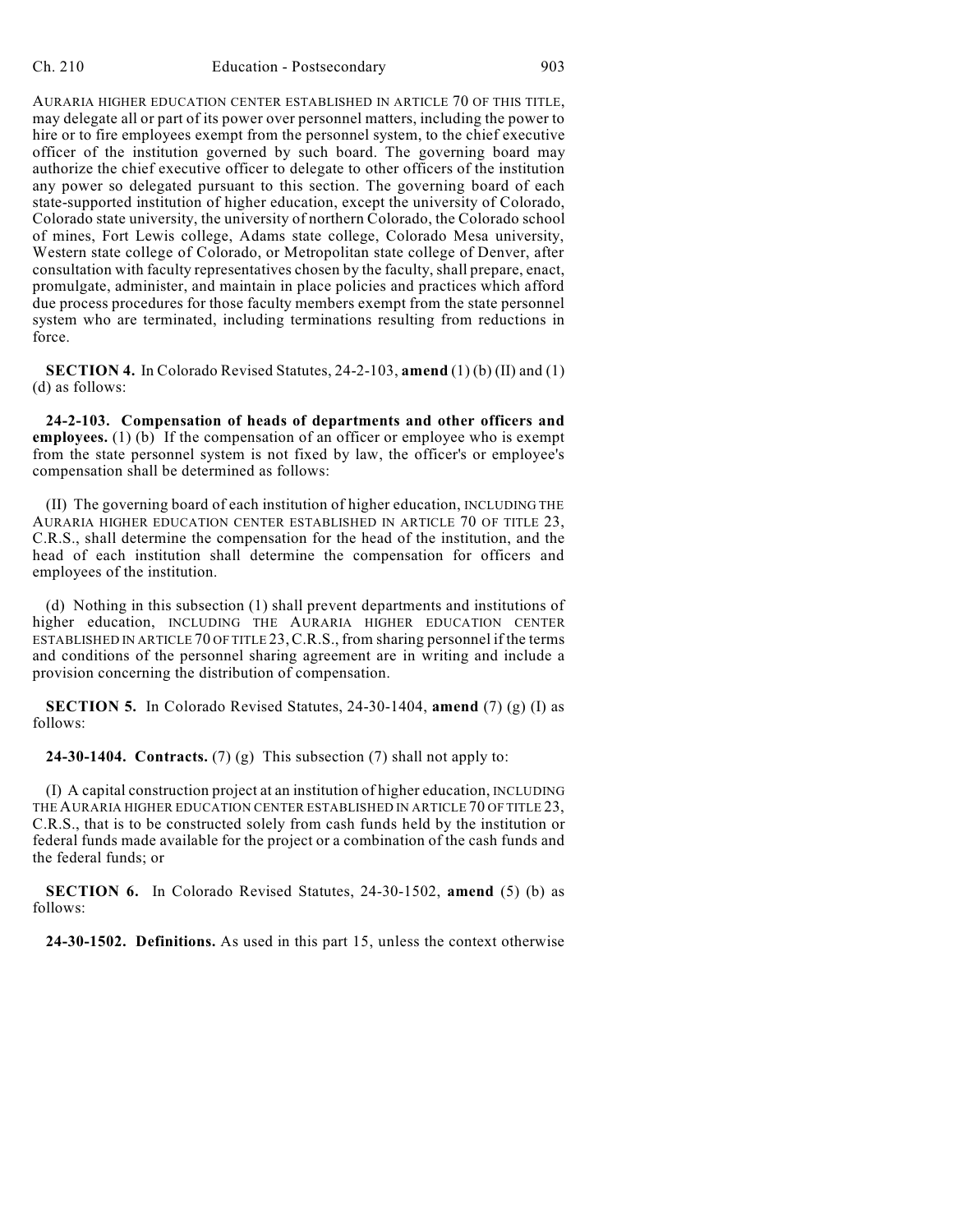AURARIA HIGHER EDUCATION CENTER ESTABLISHED IN ARTICLE 70 OF THIS TITLE, may delegate all or part of its power over personnel matters, including the power to hire or to fire employees exempt from the personnel system, to the chief executive officer of the institution governed by such board. The governing board may authorize the chief executive officer to delegate to other officers of the institution any power so delegated pursuant to this section. The governing board of each state-supported institution of higher education, except the university of Colorado, Colorado state university, the university of northern Colorado, the Colorado school of mines, Fort Lewis college, Adams state college, Colorado Mesa university, Western state college of Colorado, or Metropolitan state college of Denver, after consultation with faculty representatives chosen by the faculty, shall prepare, enact, promulgate, administer, and maintain in place policies and practices which afford due process procedures for those faculty members exempt from the state personnel system who are terminated, including terminations resulting from reductions in force.

**SECTION 4.** In Colorado Revised Statutes, 24-2-103, **amend** (1) (b) (II) and (1) (d) as follows:

**24-2-103. Compensation of heads of departments and other officers and employees.** (1) (b) If the compensation of an officer or employee who is exempt from the state personnel system is not fixed by law, the officer's or employee's compensation shall be determined as follows:

(II) The governing board of each institution of higher education, INCLUDING THE AURARIA HIGHER EDUCATION CENTER ESTABLISHED IN ARTICLE 70 OF TITLE 23, C.R.S., shall determine the compensation for the head of the institution, and the head of each institution shall determine the compensation for officers and employees of the institution.

(d) Nothing in this subsection (1) shall prevent departments and institutions of higher education, INCLUDING THE AURARIA HIGHER EDUCATION CENTER ESTABLISHED IN ARTICLE 70 OF TITLE 23, C.R.S., from sharing personnel if the terms and conditions of the personnel sharing agreement are in writing and include a provision concerning the distribution of compensation.

**SECTION 5.** In Colorado Revised Statutes, 24-30-1404, **amend** (7) (g) (I) as follows:

**24-30-1404. Contracts.** (7) (g) This subsection (7) shall not apply to:

(I) A capital construction project at an institution of higher education, INCLUDING THE AURARIA HIGHER EDUCATION CENTER ESTABLISHED IN ARTICLE 70 OF TITLE 23, C.R.S., that is to be constructed solely from cash funds held by the institution or federal funds made available for the project or a combination of the cash funds and the federal funds; or

**SECTION 6.** In Colorado Revised Statutes, 24-30-1502, **amend** (5) (b) as follows:

**24-30-1502. Definitions.** As used in this part 15, unless the context otherwise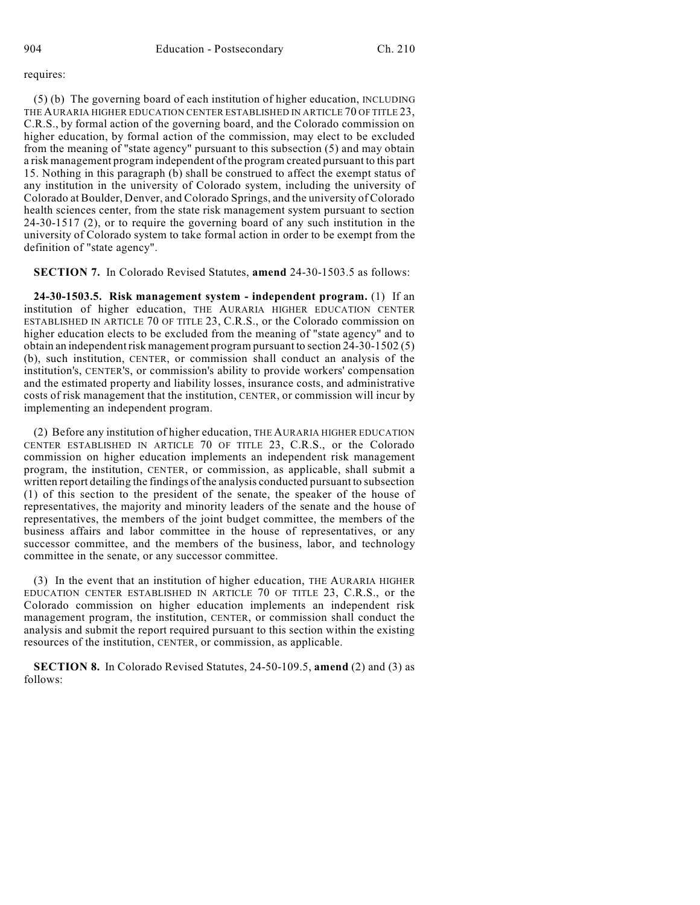requires:

(5) (b) The governing board of each institution of higher education, INCLUDING THE AURARIA HIGHER EDUCATION CENTER ESTABLISHED IN ARTICLE 70 OF TITLE 23, C.R.S., by formal action of the governing board, and the Colorado commission on higher education, by formal action of the commission, may elect to be excluded from the meaning of "state agency" pursuant to this subsection (5) and may obtain a risk management program independent of the program created pursuant to this part 15. Nothing in this paragraph (b) shall be construed to affect the exempt status of any institution in the university of Colorado system, including the university of Colorado at Boulder, Denver, and Colorado Springs, and the university of Colorado health sciences center, from the state risk management system pursuant to section 24-30-1517 (2), or to require the governing board of any such institution in the university of Colorado system to take formal action in order to be exempt from the definition of "state agency".

**SECTION 7.** In Colorado Revised Statutes, **amend** 24-30-1503.5 as follows:

**24-30-1503.5. Risk management system - independent program.** (1) If an institution of higher education, THE AURARIA HIGHER EDUCATION CENTER ESTABLISHED IN ARTICLE 70 OF TITLE 23, C.R.S., or the Colorado commission on higher education elects to be excluded from the meaning of "state agency" and to obtain an independent risk management program pursuant to section 24-30-1502 (5) (b), such institution, CENTER, or commission shall conduct an analysis of the institution's, CENTER'S, or commission's ability to provide workers' compensation and the estimated property and liability losses, insurance costs, and administrative costs of risk management that the institution, CENTER, or commission will incur by implementing an independent program.

(2) Before any institution of higher education, THE AURARIA HIGHER EDUCATION CENTER ESTABLISHED IN ARTICLE 70 OF TITLE 23, C.R.S., or the Colorado commission on higher education implements an independent risk management program, the institution, CENTER, or commission, as applicable, shall submit a written report detailing the findings of the analysis conducted pursuant to subsection (1) of this section to the president of the senate, the speaker of the house of representatives, the majority and minority leaders of the senate and the house of representatives, the members of the joint budget committee, the members of the business affairs and labor committee in the house of representatives, or any successor committee, and the members of the business, labor, and technology committee in the senate, or any successor committee.

(3) In the event that an institution of higher education, THE AURARIA HIGHER EDUCATION CENTER ESTABLISHED IN ARTICLE 70 OF TITLE 23, C.R.S., or the Colorado commission on higher education implements an independent risk management program, the institution, CENTER, or commission shall conduct the analysis and submit the report required pursuant to this section within the existing resources of the institution, CENTER, or commission, as applicable.

**SECTION 8.** In Colorado Revised Statutes, 24-50-109.5, **amend** (2) and (3) as follows: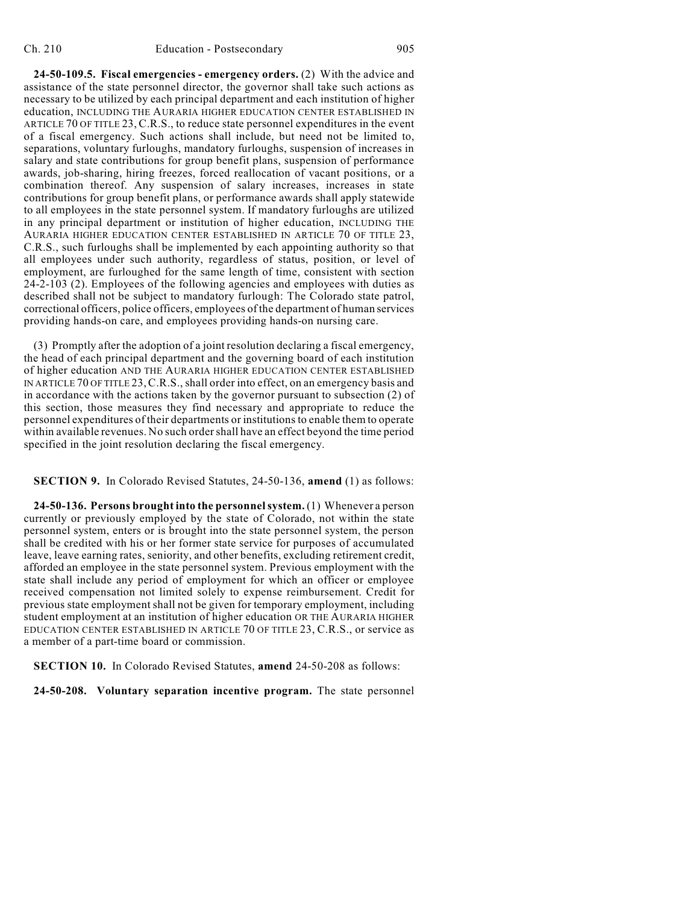**24-50-109.5. Fiscal emergencies - emergency orders.** (2) With the advice and assistance of the state personnel director, the governor shall take such actions as necessary to be utilized by each principal department and each institution of higher education, INCLUDING THE AURARIA HIGHER EDUCATION CENTER ESTABLISHED IN ARTICLE 70 OF TITLE 23, C.R.S., to reduce state personnel expenditures in the event of a fiscal emergency. Such actions shall include, but need not be limited to, separations, voluntary furloughs, mandatory furloughs, suspension of increases in salary and state contributions for group benefit plans, suspension of performance awards, job-sharing, hiring freezes, forced reallocation of vacant positions, or a combination thereof. Any suspension of salary increases, increases in state contributions for group benefit plans, or performance awards shall apply statewide to all employees in the state personnel system. If mandatory furloughs are utilized in any principal department or institution of higher education, INCLUDING THE AURARIA HIGHER EDUCATION CENTER ESTABLISHED IN ARTICLE 70 OF TITLE 23, C.R.S., such furloughs shall be implemented by each appointing authority so that all employees under such authority, regardless of status, position, or level of employment, are furloughed for the same length of time, consistent with section 24-2-103 (2). Employees of the following agencies and employees with duties as described shall not be subject to mandatory furlough: The Colorado state patrol, correctional officers, police officers, employees of the department of human services providing hands-on care, and employees providing hands-on nursing care.

(3) Promptly after the adoption of a joint resolution declaring a fiscal emergency, the head of each principal department and the governing board of each institution of higher education AND THE AURARIA HIGHER EDUCATION CENTER ESTABLISHED IN ARTICLE 70 OF TITLE 23, C.R.S., shall order into effect, on an emergency basis and in accordance with the actions taken by the governor pursuant to subsection (2) of this section, those measures they find necessary and appropriate to reduce the personnel expenditures of their departments or institutions to enable them to operate within available revenues. No such order shall have an effect beyond the time period specified in the joint resolution declaring the fiscal emergency.

**SECTION 9.** In Colorado Revised Statutes, 24-50-136, **amend** (1) as follows:

**24-50-136. Persons brought into the personnel system.** (1) Whenever a person currently or previously employed by the state of Colorado, not within the state personnel system, enters or is brought into the state personnel system, the person shall be credited with his or her former state service for purposes of accumulated leave, leave earning rates, seniority, and other benefits, excluding retirement credit, afforded an employee in the state personnel system. Previous employment with the state shall include any period of employment for which an officer or employee received compensation not limited solely to expense reimbursement. Credit for previous state employment shall not be given for temporary employment, including student employment at an institution of higher education OR THE AURARIA HIGHER EDUCATION CENTER ESTABLISHED IN ARTICLE 70 OF TITLE 23, C.R.S., or service as a member of a part-time board or commission.

**SECTION 10.** In Colorado Revised Statutes, **amend** 24-50-208 as follows:

**24-50-208. Voluntary separation incentive program.** The state personnel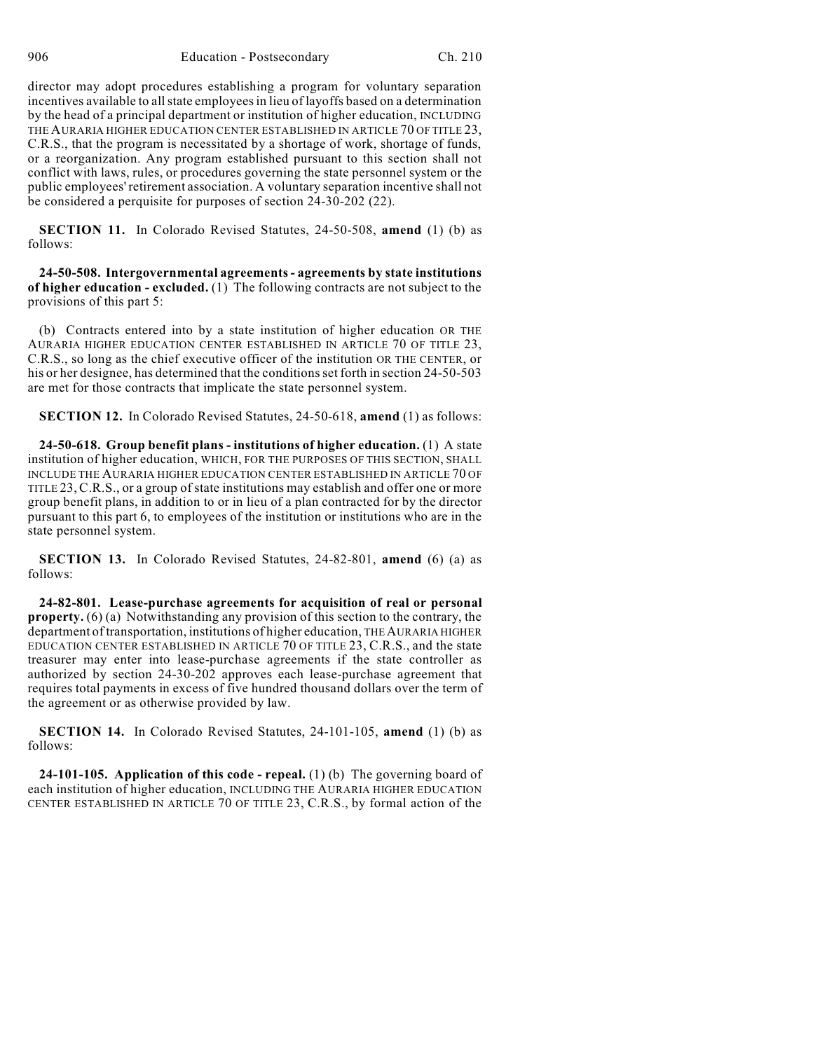director may adopt procedures establishing a program for voluntary separation incentives available to all state employees in lieu of layoffs based on a determination by the head of a principal department or institution of higher education, INCLUDING THE AURARIA HIGHER EDUCATION CENTER ESTABLISHED IN ARTICLE 70 OF TITLE 23, C.R.S., that the program is necessitated by a shortage of work, shortage of funds, or a reorganization. Any program established pursuant to this section shall not conflict with laws, rules, or procedures governing the state personnel system or the public employees' retirement association. A voluntary separation incentive shall not be considered a perquisite for purposes of section 24-30-202 (22).

**SECTION 11.** In Colorado Revised Statutes, 24-50-508, **amend** (1) (b) as follows:

**24-50-508. Intergovernmental agreements - agreements by state institutions of higher education - excluded.** (1) The following contracts are not subject to the provisions of this part 5:

(b) Contracts entered into by a state institution of higher education OR THE AURARIA HIGHER EDUCATION CENTER ESTABLISHED IN ARTICLE 70 OF TITLE 23, C.R.S., so long as the chief executive officer of the institution OR THE CENTER, or his or her designee, has determined that the conditions set forth in section 24-50-503 are met for those contracts that implicate the state personnel system.

**SECTION 12.** In Colorado Revised Statutes, 24-50-618, **amend** (1) as follows:

**24-50-618. Group benefit plans - institutions of higher education.** (1) A state institution of higher education, WHICH, FOR THE PURPOSES OF THIS SECTION, SHALL INCLUDE THE AURARIA HIGHER EDUCATION CENTER ESTABLISHED IN ARTICLE 70 OF TITLE 23, C.R.S., or a group of state institutions may establish and offer one or more group benefit plans, in addition to or in lieu of a plan contracted for by the director pursuant to this part 6, to employees of the institution or institutions who are in the state personnel system.

**SECTION 13.** In Colorado Revised Statutes, 24-82-801, **amend** (6) (a) as follows:

**24-82-801. Lease-purchase agreements for acquisition of real or personal property.** (6) (a) Notwithstanding any provision of this section to the contrary, the department of transportation, institutions of higher education, THE AURARIA HIGHER EDUCATION CENTER ESTABLISHED IN ARTICLE 70 OF TITLE 23, C.R.S., and the state treasurer may enter into lease-purchase agreements if the state controller as authorized by section 24-30-202 approves each lease-purchase agreement that requires total payments in excess of five hundred thousand dollars over the term of the agreement or as otherwise provided by law.

**SECTION 14.** In Colorado Revised Statutes, 24-101-105, **amend** (1) (b) as follows:

**24-101-105. Application of this code - repeal.** (1) (b) The governing board of each institution of higher education, INCLUDING THE AURARIA HIGHER EDUCATION CENTER ESTABLISHED IN ARTICLE 70 OF TITLE 23, C.R.S., by formal action of the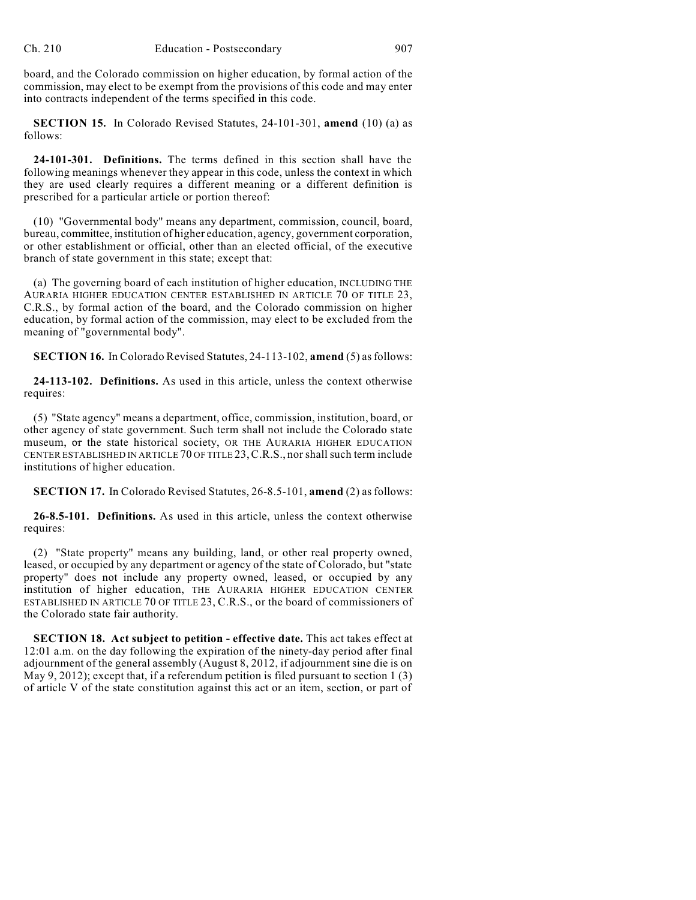board, and the Colorado commission on higher education, by formal action of the commission, may elect to be exempt from the provisions of this code and may enter into contracts independent of the terms specified in this code.

**SECTION 15.** In Colorado Revised Statutes, 24-101-301, **amend** (10) (a) as follows:

**24-101-301. Definitions.** The terms defined in this section shall have the following meanings whenever they appear in this code, unless the context in which they are used clearly requires a different meaning or a different definition is prescribed for a particular article or portion thereof:

(10) "Governmental body" means any department, commission, council, board, bureau, committee, institution of higher education, agency, government corporation, or other establishment or official, other than an elected official, of the executive branch of state government in this state; except that:

(a) The governing board of each institution of higher education, INCLUDING THE AURARIA HIGHER EDUCATION CENTER ESTABLISHED IN ARTICLE 70 OF TITLE 23, C.R.S., by formal action of the board, and the Colorado commission on higher education, by formal action of the commission, may elect to be excluded from the meaning of "governmental body".

**SECTION 16.** In Colorado Revised Statutes, 24-113-102, **amend** (5) as follows:

**24-113-102. Definitions.** As used in this article, unless the context otherwise requires:

(5) "State agency" means a department, office, commission, institution, board, or other agency of state government. Such term shall not include the Colorado state museum, ~~or~~ the state historical society, OR THE AURARIA HIGHER EDUCATION CENTER ESTABLISHED IN ARTICLE 70 OF TITLE 23, C.R.S., nor shall such term include institutions of higher education.

**SECTION 17.** In Colorado Revised Statutes, 26-8.5-101, **amend** (2) as follows:

**26-8.5-101. Definitions.** As used in this article, unless the context otherwise requires:

(2) "State property" means any building, land, or other real property owned, leased, or occupied by any department or agency of the state of Colorado, but "state property" does not include any property owned, leased, or occupied by any institution of higher education, THE AURARIA HIGHER EDUCATION CENTER ESTABLISHED IN ARTICLE 70 OF TITLE 23, C.R.S., or the board of commissioners of the Colorado state fair authority.

**SECTION 18. Act subject to petition - effective date.** This act takes effect at 12:01 a.m. on the day following the expiration of the ninety-day period after final adjournment of the general assembly (August 8, 2012, if adjournment sine die is on May 9, 2012); except that, if a referendum petition is filed pursuant to section 1 (3) of article V of the state constitution against this act or an item, section, or part of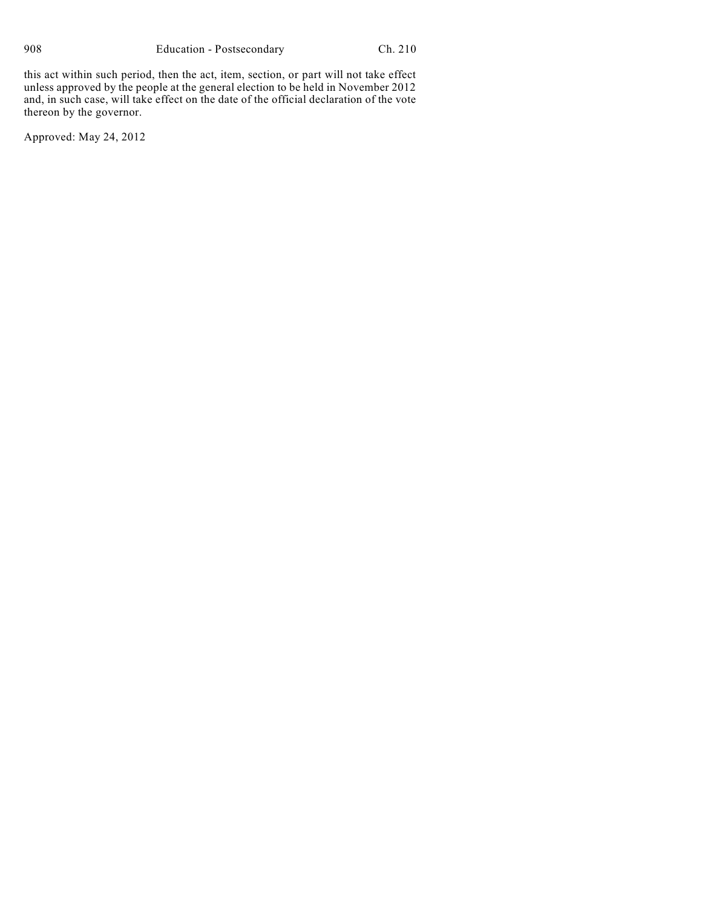this act within such period, then the act, item, section, or part will not take effect unless approved by the people at the general election to be held in November 2012 and, in such case, will take effect on the date of the official declaration of the vote thereon by the governor.

Approved: May 24, 2012